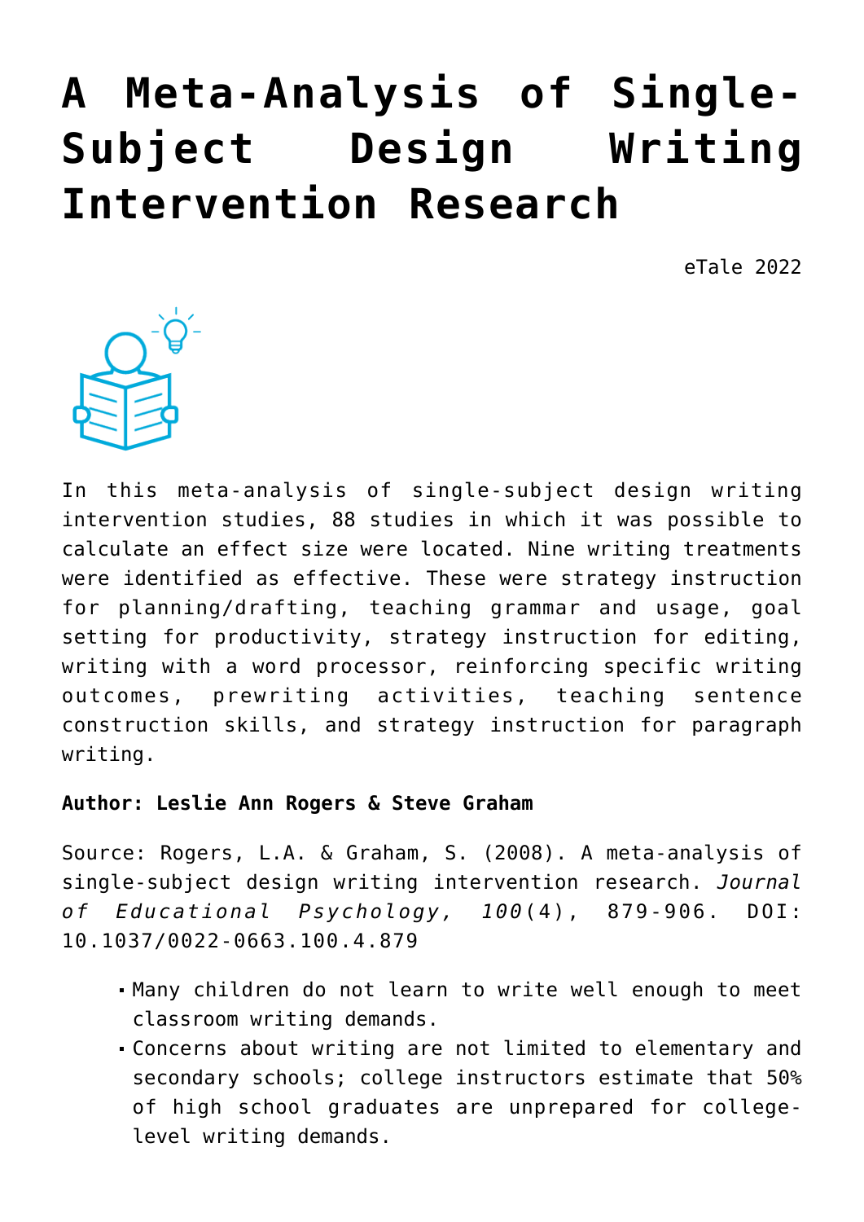# A Meta-Analysis of Single-Subject Design Writing Intervention Research

eTale 2022

In this meta-analysis of single-subject design writing intervention studies, 88 studies in which it was possible to calculate an effect size were located. Nine writing treatments were identified as effective. These were strategy instruction for planning/drafting, teaching grammar and usage, goal setting for productivity, strategy instruction for editing, writing with a word processor, reinforcing specific writing outcomes, prewriting activities, teaching sentence construction skills, and strategy instruction for paragraph writing.

**Author: Leslie Ann Rogers & Steve Graham**

Source: Rogers, L.A. & Graham, S. (2008). A meta-analysis of single-subject design writing intervention research. *Journal of Educational Psychology, 100*(4), 879-906. DOI: 10.1037/0022-0663.100.4.879

- Many children do not learn to write well enough to meet classroom writing demands.
- Concerns about writing are not limited to elementary and secondary schools; college instructors estimate that 50% of high school graduates are unprepared for college-level writing demands.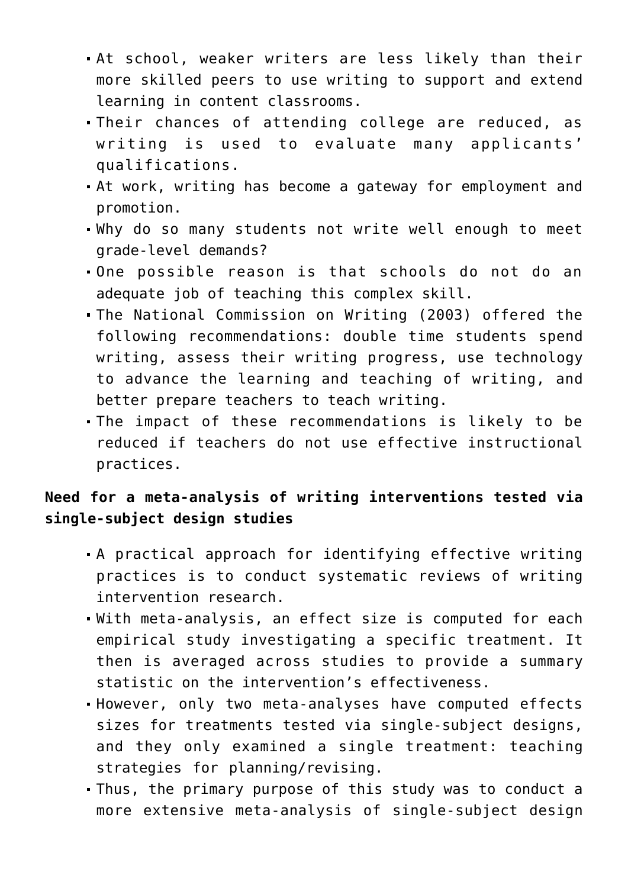- At school, weaker writers are less likely than their more skilled peers to use writing to support and extend learning in content classrooms.
- Their chances of attending college are reduced, as writing is used to evaluate many applicants' qualifications.
- At work, writing has become a gateway for employment and promotion.
- Why do so many students not write well enough to meet grade-level demands?
- One possible reason is that schools do not do an adequate job of teaching this complex skill.
- The National Commission on Writing (2003) offered the following recommendations: double time students spend writing, assess their writing progress, use technology to advance the learning and teaching of writing, and better prepare teachers to teach writing.
- The impact of these recommendations is likely to be reduced if teachers do not use effective instructional practices.

**Need for a meta-analysis of writing interventions tested via single-subject design studies**

- A practical approach for identifying effective writing practices is to conduct systematic reviews of writing intervention research.
- With meta-analysis, an effect size is computed for each empirical study investigating a specific treatment. It then is averaged across studies to provide a summary statistic on the intervention's effectiveness.
- However, only two meta-analyses have computed effects sizes for treatments tested via single-subject designs, and they only examined a single treatment: teaching strategies for planning/revising.
- Thus, the primary purpose of this study was to conduct a more extensive meta-analysis of single-subject design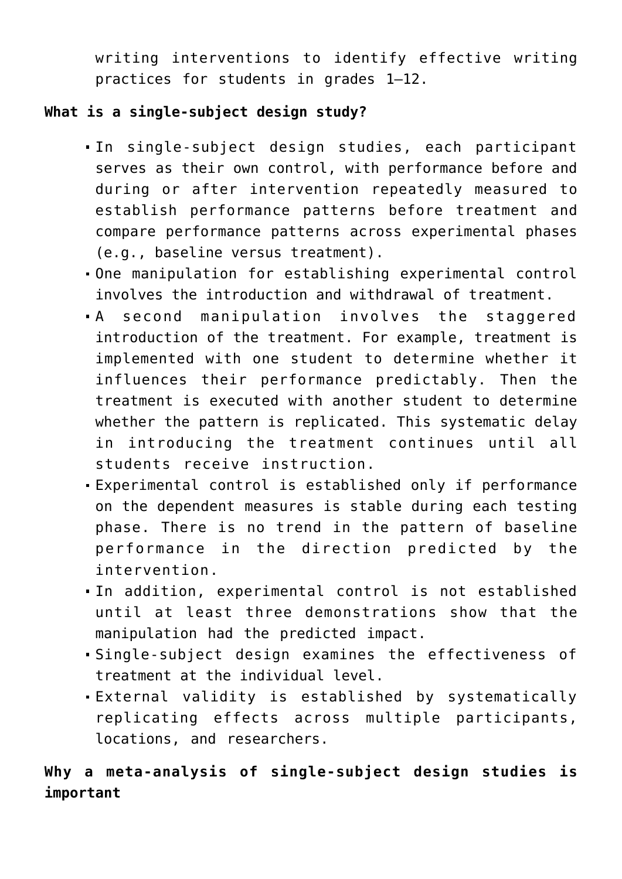writing interventions to identify effective writing practices for students in grades 1–12.

**What is a single-subject design study?**

- In single-subject design studies, each participant serves as their own control, with performance before and during or after intervention repeatedly measured to establish performance patterns before treatment and compare performance patterns across experimental phases (e.g., baseline versus treatment).
- One manipulation for establishing experimental control involves the introduction and withdrawal of treatment.
- A second manipulation involves the staggered introduction of the treatment. For example, treatment is implemented with one student to determine whether it influences their performance predictably. Then the treatment is executed with another student to determine whether the pattern is replicated. This systematic delay in introducing the treatment continues until all students receive instruction.
- Experimental control is established only if performance on the dependent measures is stable during each testing phase. There is no trend in the pattern of baseline performance in the direction predicted by the intervention.
- In addition, experimental control is not established until at least three demonstrations show that the manipulation had the predicted impact.
- Single-subject design examines the effectiveness of treatment at the individual level.
- External validity is established by systematically replicating effects across multiple participants, locations, and researchers.

**Why a meta-analysis of single-subject design studies is important**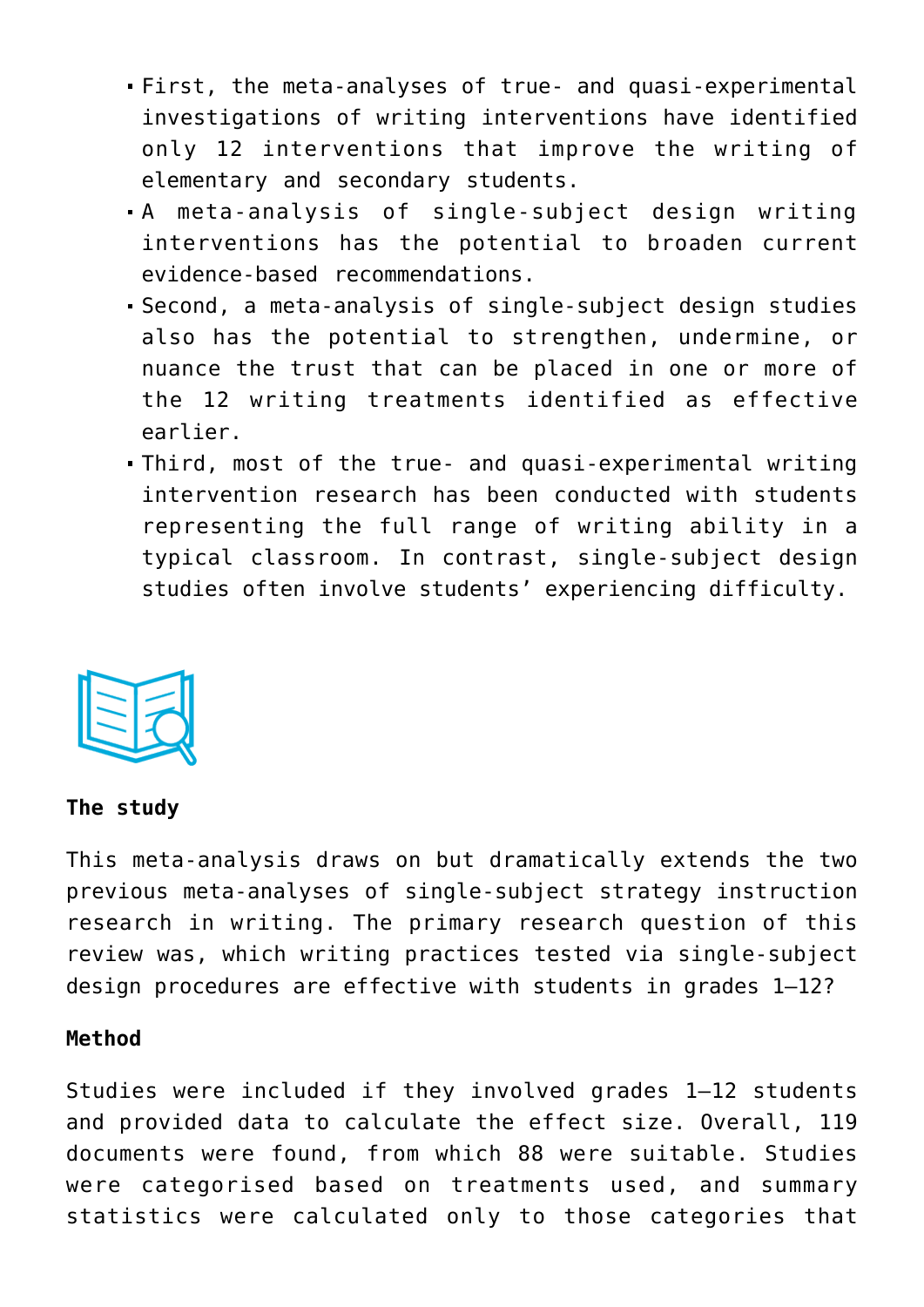- First, the meta-analyses of true- and quasi-experimental investigations of writing interventions have identified only 12 interventions that improve the writing of elementary and secondary students.
- A meta-analysis of single-subject design writing interventions has the potential to broaden current evidence-based recommendations.
- Second, a meta-analysis of single-subject design studies also has the potential to strengthen, undermine, or nuance the trust that can be placed in one or more of the 12 writing treatments identified as effective earlier.
- Third, most of the true- and quasi-experimental writing intervention research has been conducted with students representing the full range of writing ability in a typical classroom. In contrast, single-subject design studies often involve students' experiencing difficulty.

**The study**

This meta-analysis draws on but dramatically extends the two previous meta-analyses of single-subject strategy instruction research in writing. The primary research question of this review was, which writing practices tested via single-subject design procedures are effective with students in grades 1–12?

**Method**

Studies were included if they involved grades 1–12 students and provided data to calculate the effect size. Overall, 119 documents were found, from which 88 were suitable. Studies were categorised based on treatments used, and summary statistics were calculated only to those categories that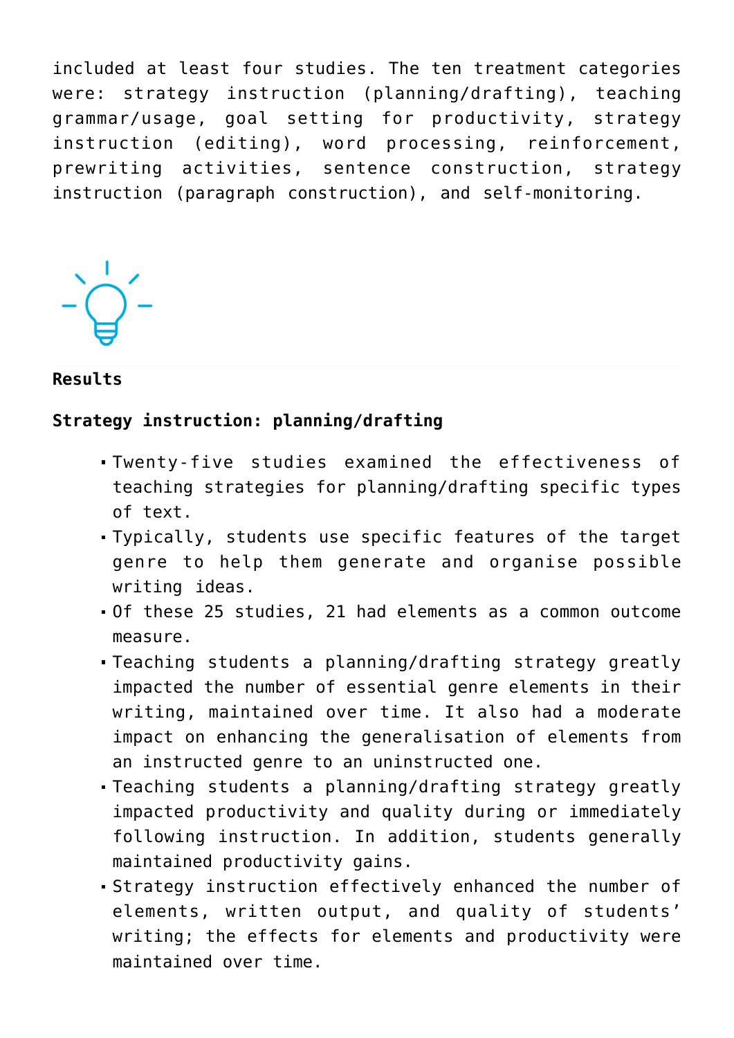included at least four studies. The ten treatment categories were: strategy instruction (planning/drafting), teaching grammar/usage, goal setting for productivity, strategy instruction (editing), word processing, reinforcement, prewriting activities, sentence construction, strategy instruction (paragraph construction), and self-monitoring.

**Results**

**Strategy instruction: planning/drafting**

- Twenty-five studies examined the effectiveness of teaching strategies for planning/drafting specific types of text.
- Typically, students use specific features of the target genre to help them generate and organise possible writing ideas.
- Of these 25 studies, 21 had elements as a common outcome measure.
- Teaching students a planning/drafting strategy greatly impacted the number of essential genre elements in their writing, maintained over time. It also had a moderate impact on enhancing the generalisation of elements from an instructed genre to an uninstructed one.
- Teaching students a planning/drafting strategy greatly impacted productivity and quality during or immediately following instruction. In addition, students generally maintained productivity gains.
- Strategy instruction effectively enhanced the number of elements, written output, and quality of students' writing; the effects for elements and productivity were maintained over time.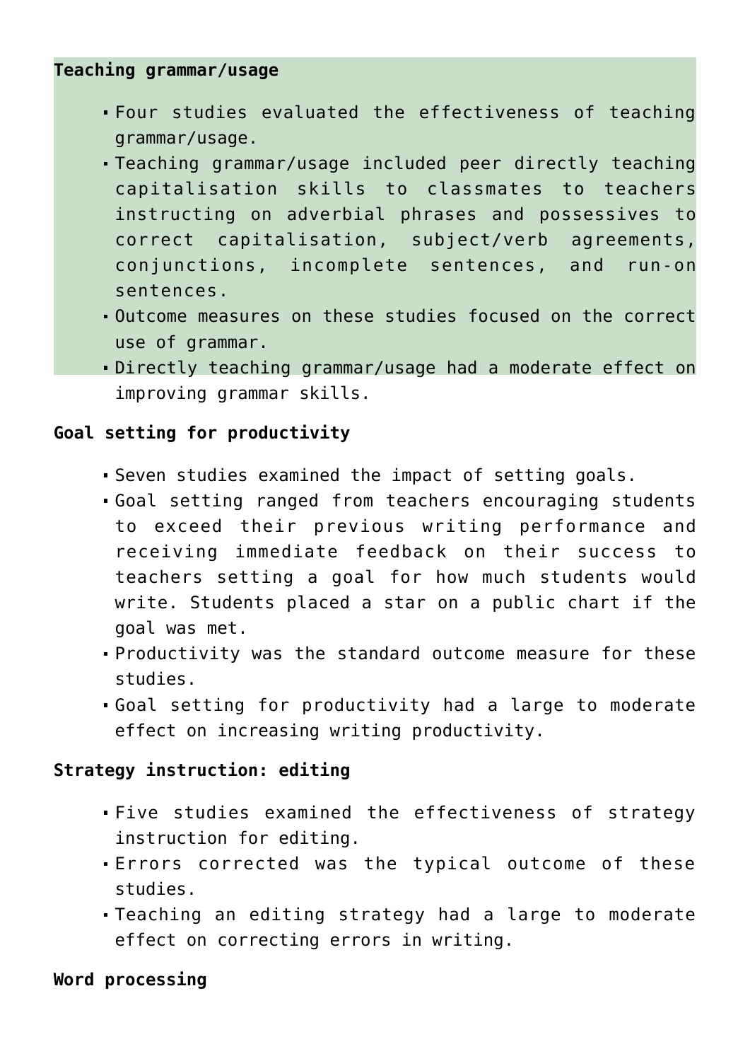**Teaching grammar/usage**

- Four studies evaluated the effectiveness of teaching grammar/usage.
- Teaching grammar/usage included peer directly teaching capitalisation skills to classmates to teachers instructing on adverbial phrases and possessives to correct capitalisation, subject/verb agreements, conjunctions, incomplete sentences, and run-on sentences.
- Outcome measures on these studies focused on the correct use of grammar.
- Directly teaching grammar/usage had a moderate effect on improving grammar skills.

**Goal setting for productivity**

- Seven studies examined the impact of setting goals.
- Goal setting ranged from teachers encouraging students to exceed their previous writing performance and receiving immediate feedback on their success to teachers setting a goal for how much students would write. Students placed a star on a public chart if the goal was met.
- Productivity was the standard outcome measure for these studies.
- Goal setting for productivity had a large to moderate effect on increasing writing productivity.

**Strategy instruction: editing**

- Five studies examined the effectiveness of strategy instruction for editing.
- Errors corrected was the typical outcome of these studies.
- Teaching an editing strategy had a large to moderate effect on correcting errors in writing.

**Word processing**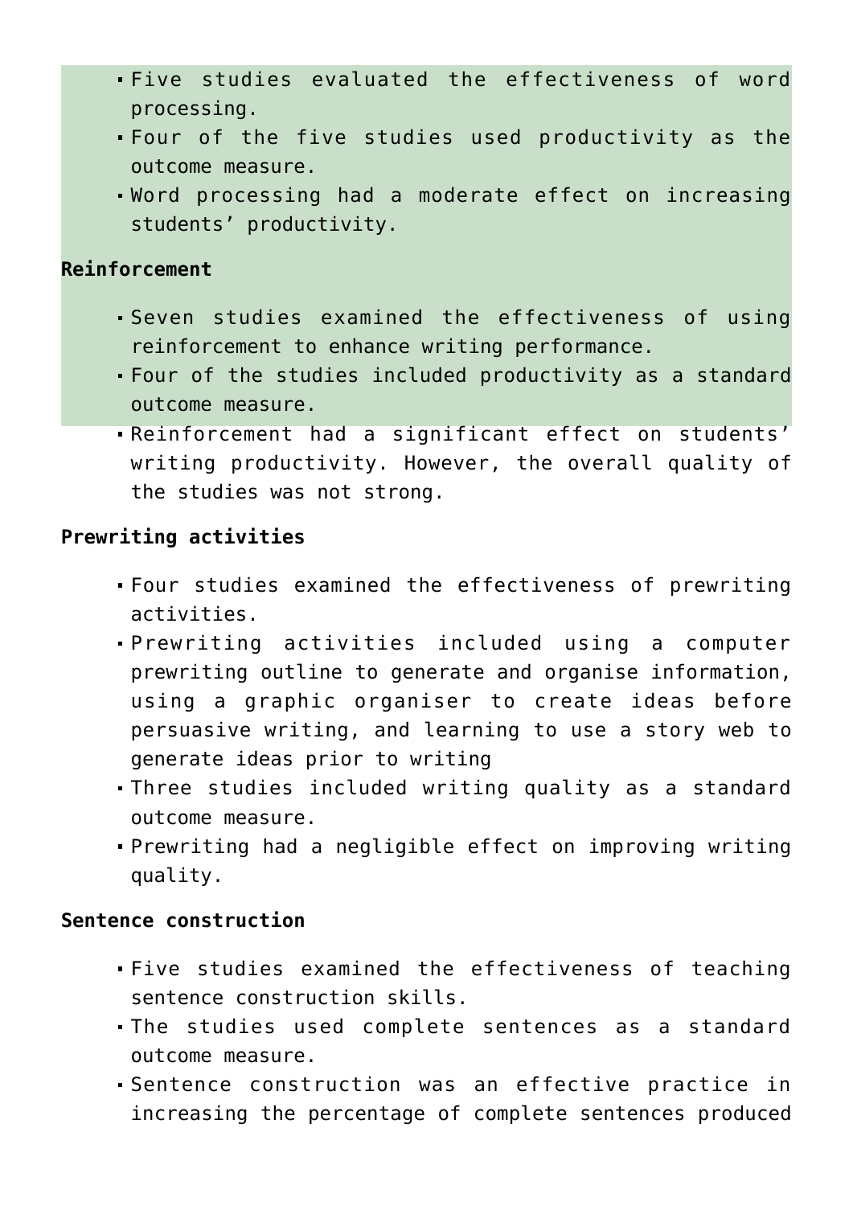- Five studies evaluated the effectiveness of word processing.
- Four of the five studies used productivity as the outcome measure.
- Word processing had a moderate effect on increasing students' productivity.

**Reinforcement**

- Seven studies examined the effectiveness of using reinforcement to enhance writing performance.
- Four of the studies included productivity as a standard outcome measure.
- Reinforcement had a significant effect on students' writing productivity. However, the overall quality of the studies was not strong.

**Prewriting activities**

- Four studies examined the effectiveness of prewriting activities.
- Prewriting activities included using a computer prewriting outline to generate and organise information, using a graphic organiser to create ideas before persuasive writing, and learning to use a story web to generate ideas prior to writing
- Three studies included writing quality as a standard outcome measure.
- Prewriting had a negligible effect on improving writing quality.

**Sentence construction**

- Five studies examined the effectiveness of teaching sentence construction skills.
- The studies used complete sentences as a standard outcome measure.
- Sentence construction was an effective practice in increasing the percentage of complete sentences produced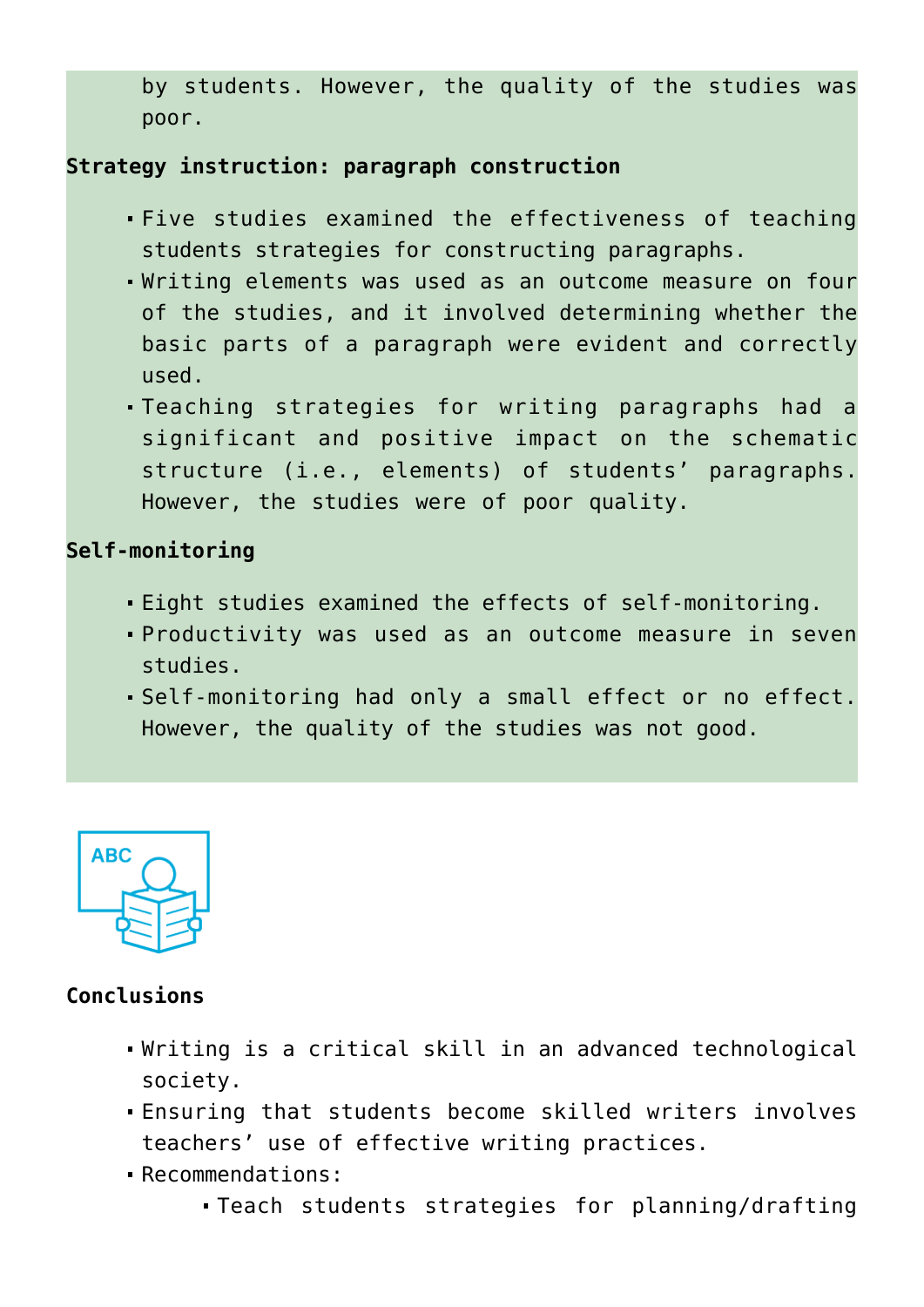by students. However, the quality of the studies was poor.

**Strategy instruction: paragraph construction**

- Five studies examined the effectiveness of teaching students strategies for constructing paragraphs.
- Writing elements was used as an outcome measure on four of the studies, and it involved determining whether the basic parts of a paragraph were evident and correctly used.
- Teaching strategies for writing paragraphs had a significant and positive impact on the schematic structure (i.e., elements) of students' paragraphs. However, the studies were of poor quality.

**Self-monitoring**

- Eight studies examined the effects of self-monitoring.
- Productivity was used as an outcome measure in seven studies.
- Self-monitoring had only a small effect or no effect. However, the quality of the studies was not good.

**Conclusions**

- Writing is a critical skill in an advanced technological society.
- Ensuring that students become skilled writers involves teachers' use of effective writing practices.
- Recommendations:
  - Teach students strategies for planning/drafting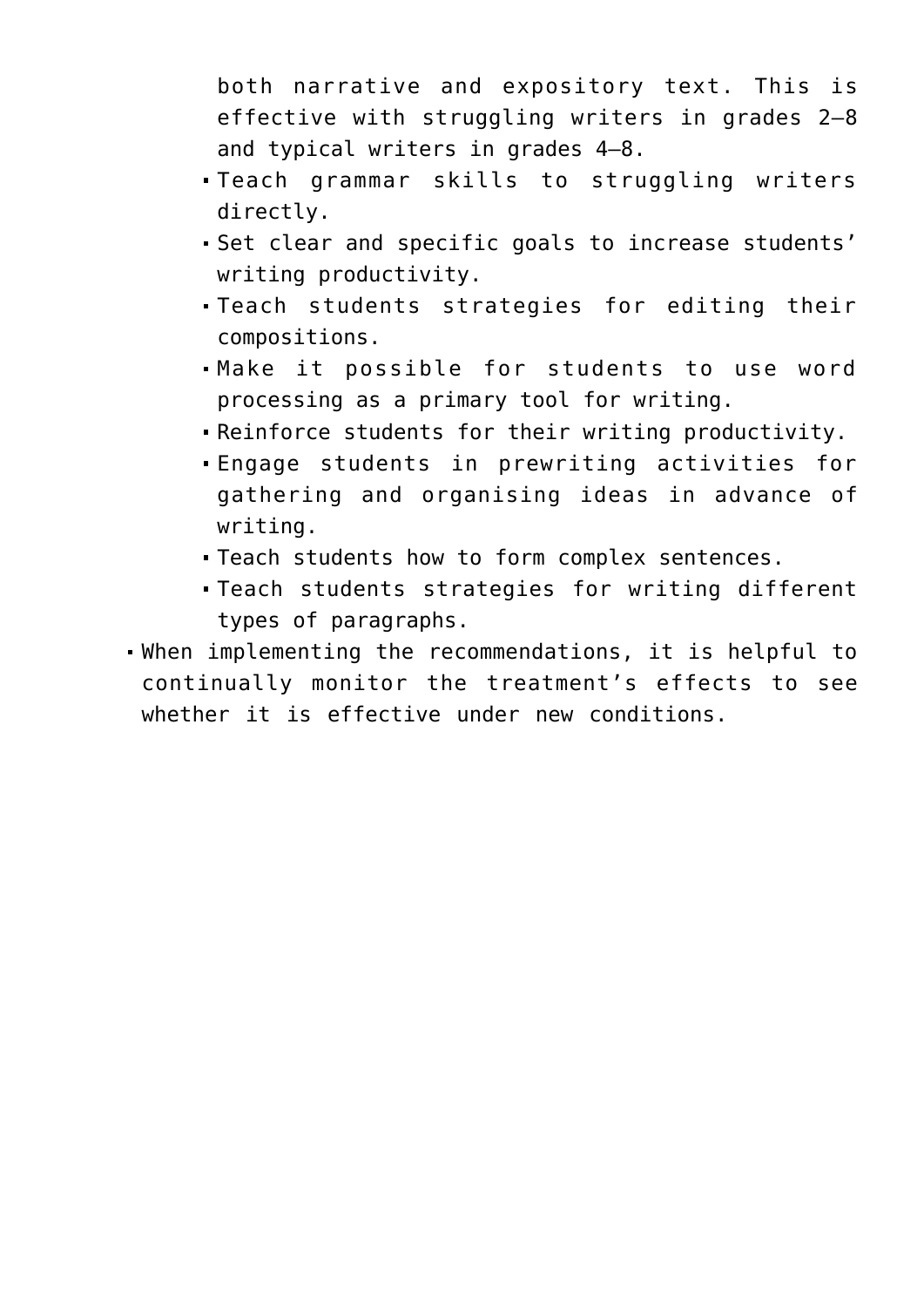both narrative and expository text. This is effective with struggling writers in grades 2–8 and typical writers in grades 4–8.

  - Teach grammar skills to struggling writers directly.
  - Set clear and specific goals to increase students' writing productivity.
  - Teach students strategies for editing their compositions.
  - Make it possible for students to use word processing as a primary tool for writing.
  - Reinforce students for their writing productivity.
  - Engage students in prewriting activities for gathering and organising ideas in advance of writing.
  - Teach students how to form complex sentences.
  - Teach students strategies for writing different types of paragraphs.
- When implementing the recommendations, it is helpful to continually monitor the treatment's effects to see whether it is effective under new conditions.